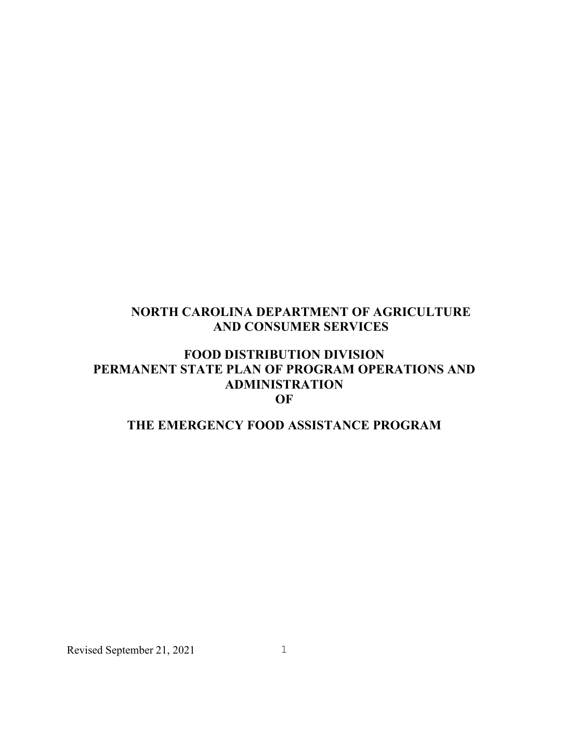# NORTH CAROLINA DEPARTMENT OF AGRICULTURE AND CONSUMER SERVICES

## FOOD DISTRIBUTION DIVISION
## PERMANENT STATE PLAN OF PROGRAM OPERATIONS AND ADMINISTRATION
## OF

## THE EMERGENCY FOOD ASSISTANCE PROGRAM

Revised September 21, 2021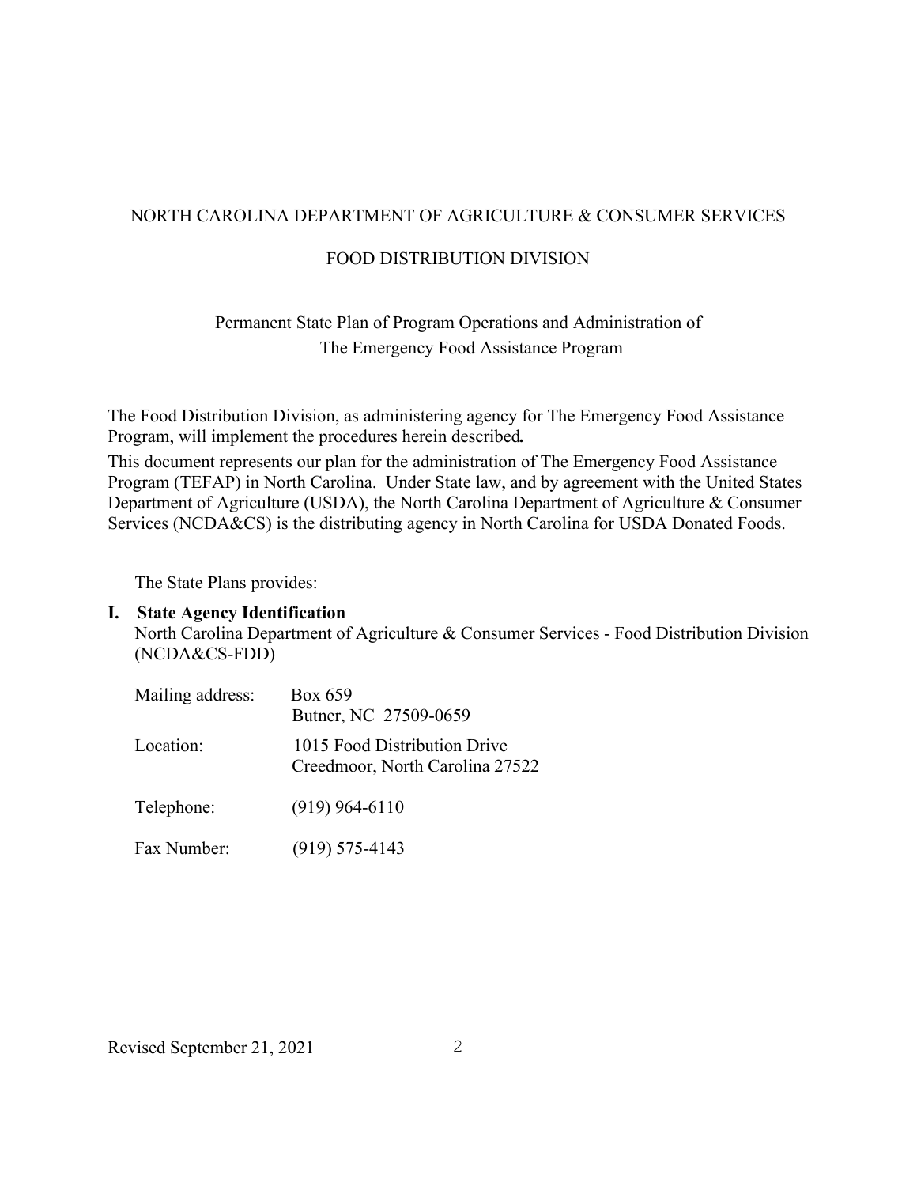NORTH CAROLINA DEPARTMENT OF AGRICULTURE & CONSUMER SERVICES

FOOD DISTRIBUTION DIVISION

Permanent State Plan of Program Operations and Administration of The Emergency Food Assistance Program

The Food Distribution Division, as administering agency for The Emergency Food Assistance Program, will implement the procedures herein described**.**

This document represents our plan for the administration of The Emergency Food Assistance Program (TEFAP) in North Carolina. Under State law, and by agreement with the United States Department of Agriculture (USDA), the North Carolina Department of Agriculture & Consumer Services (NCDA&CS) is the distributing agency in North Carolina for USDA Donated Foods.

The State Plans provides:

**I. State Agency Identification**

North Carolina Department of Agriculture & Consumer Services - Food Distribution Division (NCDA&CS-FDD)

| | |
|---|---|
| Mailing address: | Box 659<br>Butner, NC 27509-0659 |
| Location: | 1015 Food Distribution Drive<br>Creedmoor, North Carolina 27522 |
| Telephone: | (919) 964-6110 |
| Fax Number: | (919) 575-4143 |

Revised September 21, 2021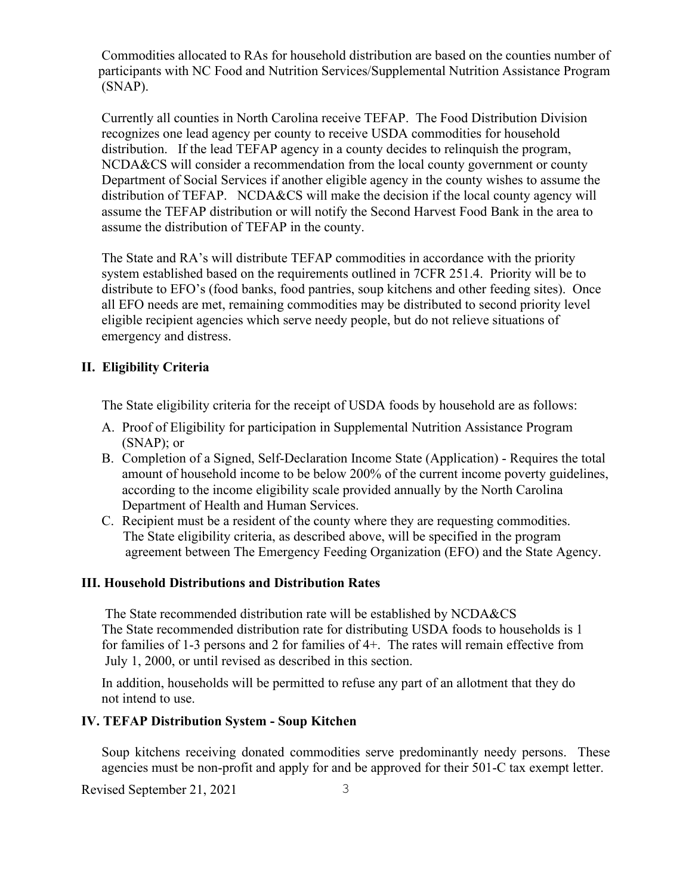Commodities allocated to RAs for household distribution are based on the counties number of participants with NC Food and Nutrition Services/Supplemental Nutrition Assistance Program (SNAP).

Currently all counties in North Carolina receive TEFAP. The Food Distribution Division recognizes one lead agency per county to receive USDA commodities for household distribution. If the lead TEFAP agency in a county decides to relinquish the program, NCDA&CS will consider a recommendation from the local county government or county Department of Social Services if another eligible agency in the county wishes to assume the distribution of TEFAP. NCDA&CS will make the decision if the local county agency will assume the TEFAP distribution or will notify the Second Harvest Food Bank in the area to assume the distribution of TEFAP in the county.

The State and RA's will distribute TEFAP commodities in accordance with the priority system established based on the requirements outlined in 7CFR 251.4. Priority will be to distribute to EFO's (food banks, food pantries, soup kitchens and other feeding sites). Once all EFO needs are met, remaining commodities may be distributed to second priority level eligible recipient agencies which serve needy people, but do not relieve situations of emergency and distress.

## II. Eligibility Criteria

The State eligibility criteria for the receipt of USDA foods by household are as follows:

A. Proof of Eligibility for participation in Supplemental Nutrition Assistance Program (SNAP); or
B. Completion of a Signed, Self-Declaration Income State (Application) - Requires the total amount of household income to be below 200% of the current income poverty guidelines, according to the income eligibility scale provided annually by the North Carolina Department of Health and Human Services.
C. Recipient must be a resident of the county where they are requesting commodities. The State eligibility criteria, as described above, will be specified in the program agreement between The Emergency Feeding Organization (EFO) and the State Agency.

## III. Household Distributions and Distribution Rates

The State recommended distribution rate will be established by NCDA&CS
The State recommended distribution rate for distributing USDA foods to households is 1 for families of 1-3 persons and 2 for families of 4+. The rates will remain effective from July 1, 2000, or until revised as described in this section.

In addition, households will be permitted to refuse any part of an allotment that they do not intend to use.

## IV. TEFAP Distribution System - Soup Kitchen

Soup kitchens receiving donated commodities serve predominantly needy persons. These agencies must be non-profit and apply for and be approved for their 501-C tax exempt letter.

Revised September 21, 2021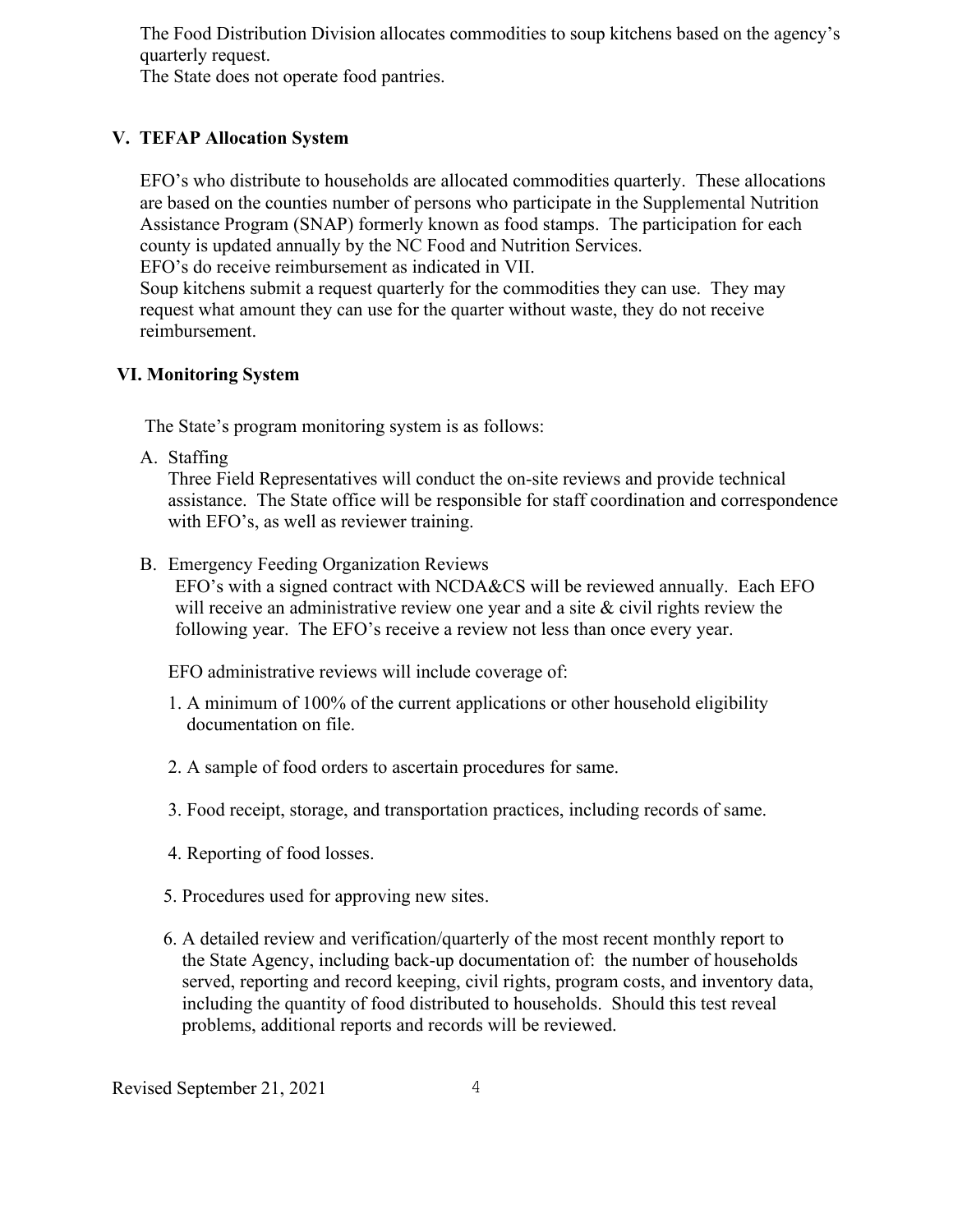The Food Distribution Division allocates commodities to soup kitchens based on the agency's quarterly request.
The State does not operate food pantries.

## V. TEFAP Allocation System

EFO's who distribute to households are allocated commodities quarterly. These allocations are based on the counties number of persons who participate in the Supplemental Nutrition Assistance Program (SNAP) formerly known as food stamps. The participation for each county is updated annually by the NC Food and Nutrition Services.
EFO's do receive reimbursement as indicated in VII.
Soup kitchens submit a request quarterly for the commodities they can use. They may request what amount they can use for the quarter without waste, they do not receive reimbursement.

## VI. Monitoring System

The State's program monitoring system is as follows:

A. Staffing
Three Field Representatives will conduct the on-site reviews and provide technical assistance. The State office will be responsible for staff coordination and correspondence with EFO's, as well as reviewer training.

B. Emergency Feeding Organization Reviews
EFO's with a signed contract with NCDA&CS will be reviewed annually. Each EFO will receive an administrative review one year and a site & civil rights review the following year. The EFO's receive a review not less than once every year.

EFO administrative reviews will include coverage of:

1. A minimum of 100% of the current applications or other household eligibility documentation on file.

2. A sample of food orders to ascertain procedures for same.

3. Food receipt, storage, and transportation practices, including records of same.

4. Reporting of food losses.

5. Procedures used for approving new sites.

6. A detailed review and verification/quarterly of the most recent monthly report to the State Agency, including back-up documentation of: the number of households served, reporting and record keeping, civil rights, program costs, and inventory data, including the quantity of food distributed to households. Should this test reveal problems, additional reports and records will be reviewed.

Revised September 21, 2021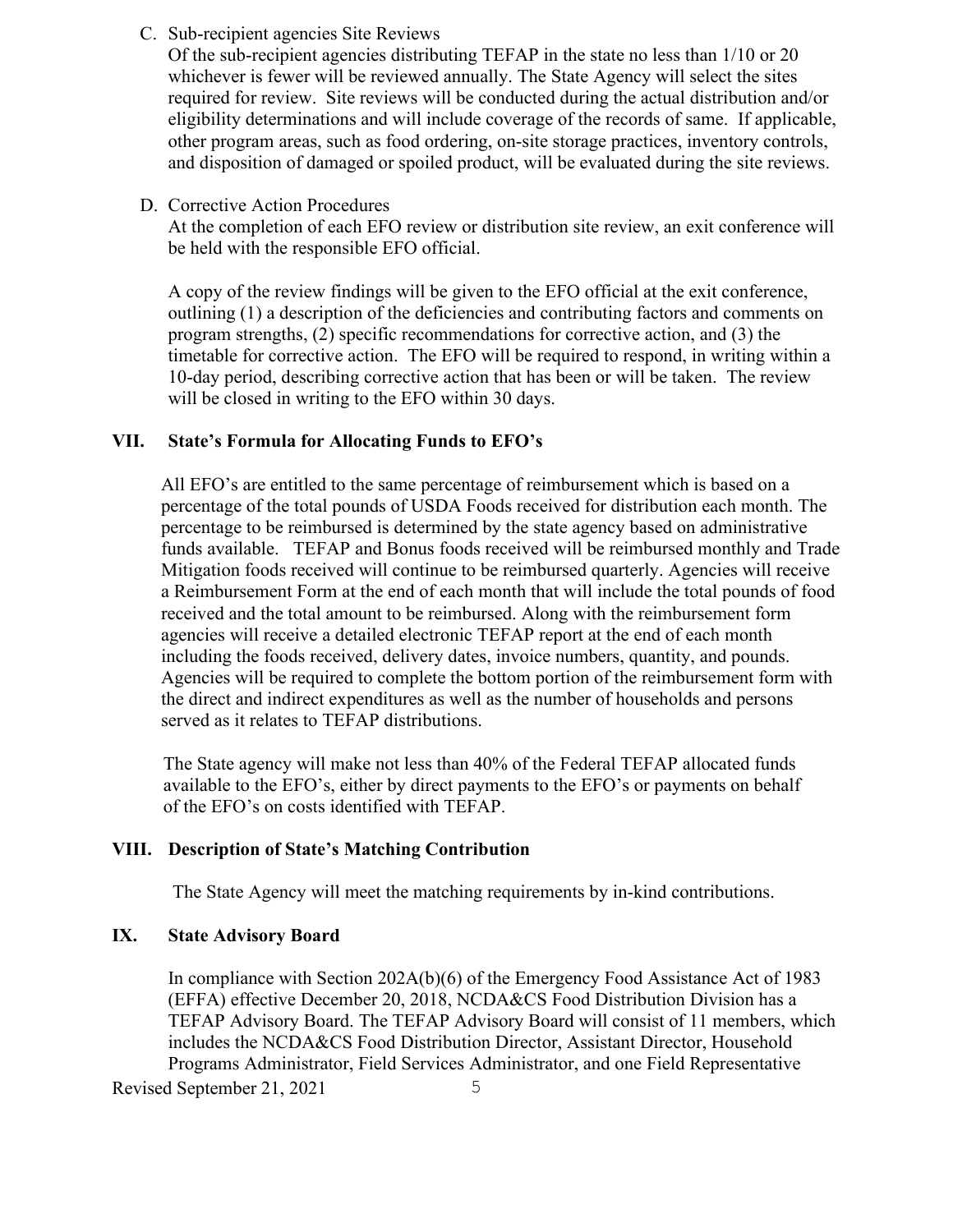C. Sub-recipient agencies Site Reviews

Of the sub-recipient agencies distributing TEFAP in the state no less than 1/10 or 20 whichever is fewer will be reviewed annually. The State Agency will select the sites required for review. Site reviews will be conducted during the actual distribution and/or eligibility determinations and will include coverage of the records of same. If applicable, other program areas, such as food ordering, on-site storage practices, inventory controls, and disposition of damaged or spoiled product, will be evaluated during the site reviews.

D. Corrective Action Procedures

At the completion of each EFO review or distribution site review, an exit conference will be held with the responsible EFO official.

A copy of the review findings will be given to the EFO official at the exit conference, outlining (1) a description of the deficiencies and contributing factors and comments on program strengths, (2) specific recommendations for corrective action, and (3) the timetable for corrective action. The EFO will be required to respond, in writing within a 10-day period, describing corrective action that has been or will be taken. The review will be closed in writing to the EFO within 30 days.

## VII. State's Formula for Allocating Funds to EFO's

All EFO's are entitled to the same percentage of reimbursement which is based on a percentage of the total pounds of USDA Foods received for distribution each month. The percentage to be reimbursed is determined by the state agency based on administrative funds available. TEFAP and Bonus foods received will be reimbursed monthly and Trade Mitigation foods received will continue to be reimbursed quarterly. Agencies will receive a Reimbursement Form at the end of each month that will include the total pounds of food received and the total amount to be reimbursed. Along with the reimbursement form agencies will receive a detailed electronic TEFAP report at the end of each month including the foods received, delivery dates, invoice numbers, quantity, and pounds. Agencies will be required to complete the bottom portion of the reimbursement form with the direct and indirect expenditures as well as the number of households and persons served as it relates to TEFAP distributions.

The State agency will make not less than 40% of the Federal TEFAP allocated funds available to the EFO's, either by direct payments to the EFO's or payments on behalf of the EFO's on costs identified with TEFAP.

## VIII. Description of State's Matching Contribution

The State Agency will meet the matching requirements by in-kind contributions.

## IX. State Advisory Board

In compliance with Section 202A(b)(6) of the Emergency Food Assistance Act of 1983 (EFFA) effective December 20, 2018, NCDA&CS Food Distribution Division has a TEFAP Advisory Board. The TEFAP Advisory Board will consist of 11 members, which includes the NCDA&CS Food Distribution Director, Assistant Director, Household Programs Administrator, Field Services Administrator, and one Field Representative

Revised September 21, 2021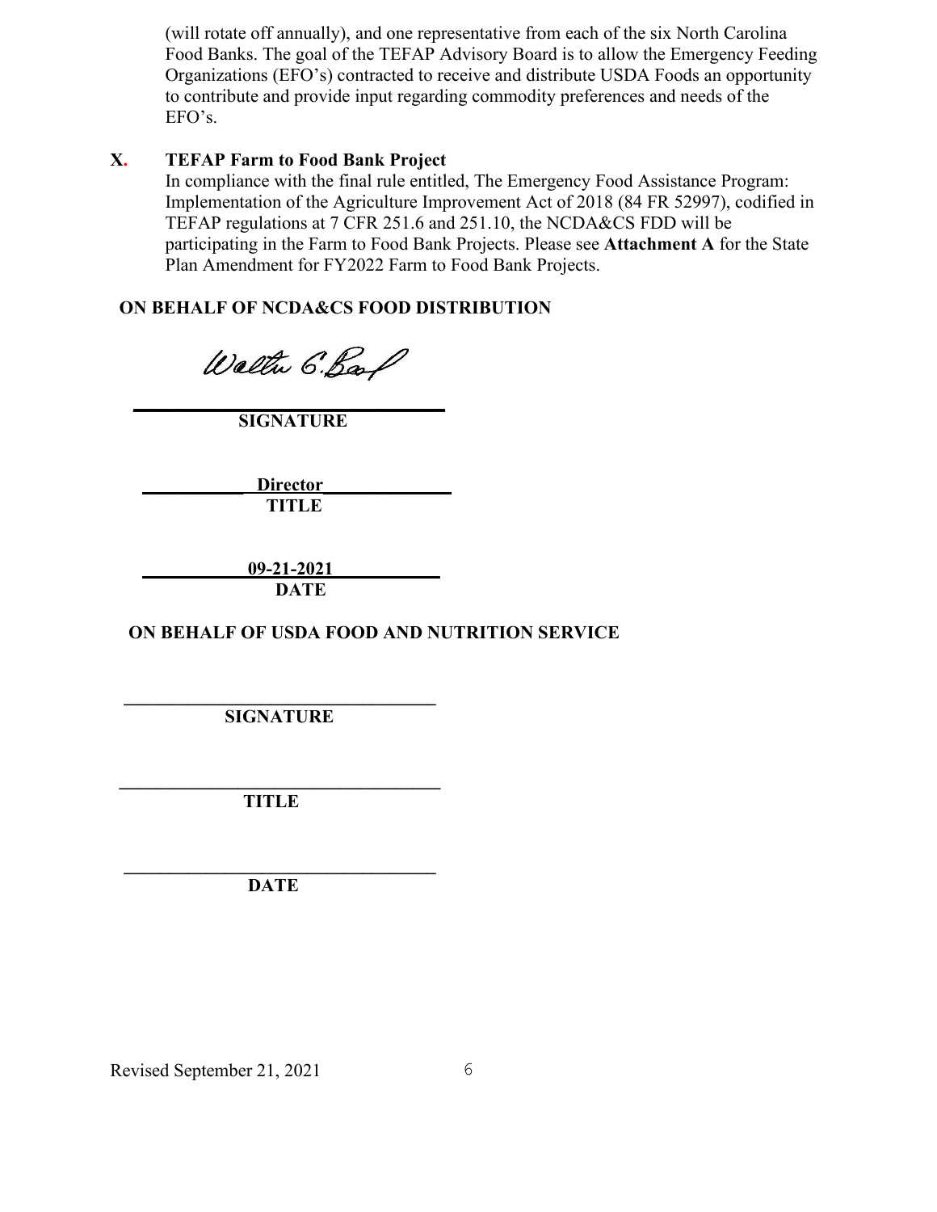(will rotate off annually), and one representative from each of the six North Carolina Food Banks. The goal of the TEFAP Advisory Board is to allow the Emergency Feeding Organizations (EFO's) contracted to receive and distribute USDA Foods an opportunity to contribute and provide input regarding commodity preferences and needs of the EFO's.

**X. TEFAP Farm to Food Bank Project**

In compliance with the final rule entitled, The Emergency Food Assistance Program: Implementation of the Agriculture Improvement Act of 2018 (84 FR 52997), codified in TEFAP regulations at 7 CFR 251.6 and 251.10, the NCDA&CS FDD will be participating in the Farm to Food Bank Projects. Please see **Attachment A** for the State Plan Amendment for FY2022 Farm to Food Bank Projects.

**ON BEHALF OF NCDA&CS FOOD DISTRIBUTION**

Walter G. Beal

**SIGNATURE**

Director

**TITLE**

09-21-2021

**DATE**

**ON BEHALF OF USDA FOOD AND NUTRITION SERVICE**

___________________________________

**SIGNATURE**

___________________________________

**TITLE**

___________________________________

**DATE**

Revised September 21, 2021